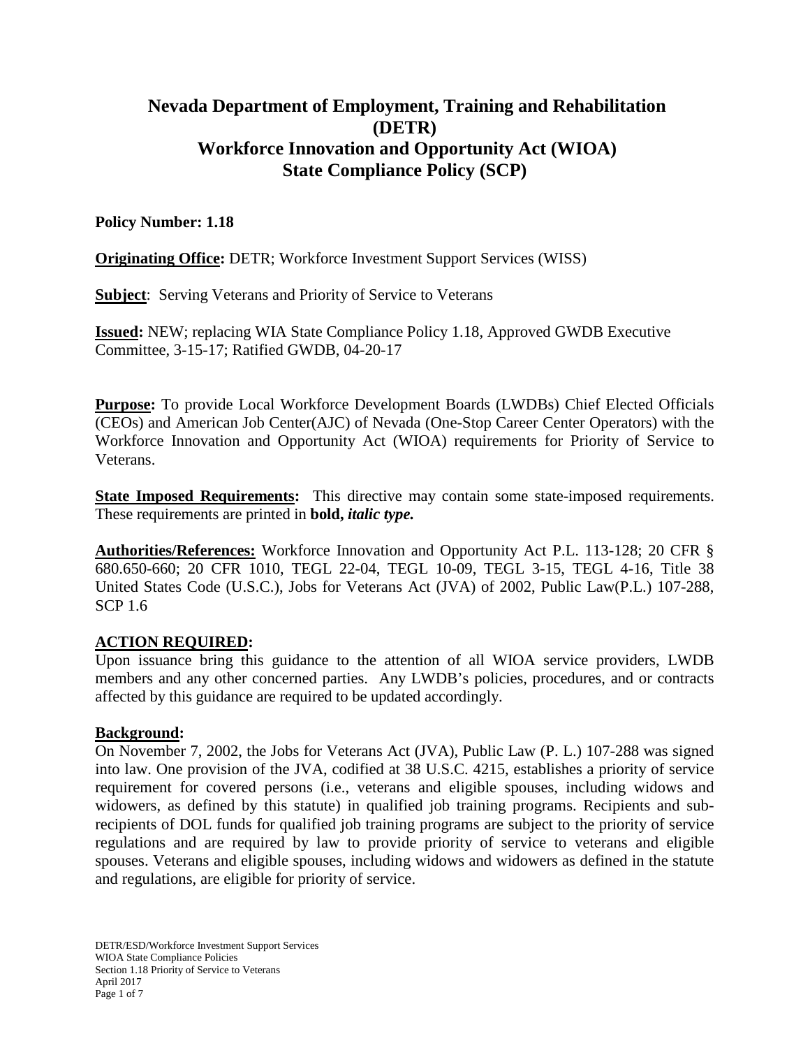# Nevada Department of Employment, Training and Rehabilitation (DETR)
# Workforce Innovation and Opportunity Act (WIOA)
# State Compliance Policy (SCP)

**Policy Number: 1.18**

**Originating Office:** DETR; Workforce Investment Support Services (WISS)

**Subject**: Serving Veterans and Priority of Service to Veterans

**Issued:** NEW; replacing WIA State Compliance Policy 1.18, Approved GWDB Executive Committee, 3-15-17; Ratified GWDB, 04-20-17

**Purpose:** To provide Local Workforce Development Boards (LWDBs) Chief Elected Officials (CEOs) and American Job Center(AJC) of Nevada (One-Stop Career Center Operators) with the Workforce Innovation and Opportunity Act (WIOA) requirements for Priority of Service to Veterans.

**State Imposed Requirements:** This directive may contain some state-imposed requirements. These requirements are printed in **bold, *italic type.***

**Authorities/References:** Workforce Innovation and Opportunity Act P.L. 113-128; 20 CFR § 680.650-660; 20 CFR 1010, TEGL 22-04, TEGL 10-09, TEGL 3-15, TEGL 4-16, Title 38 United States Code (U.S.C.), Jobs for Veterans Act (JVA) of 2002, Public Law(P.L.) 107-288, SCP 1.6

## ACTION REQUIRED:

Upon issuance bring this guidance to the attention of all WIOA service providers, LWDB members and any other concerned parties. Any LWDB's policies, procedures, and or contracts affected by this guidance are required to be updated accordingly.

## Background:

On November 7, 2002, the Jobs for Veterans Act (JVA), Public Law (P. L.) 107-288 was signed into law. One provision of the JVA, codified at 38 U.S.C. 4215, establishes a priority of service requirement for covered persons (i.e., veterans and eligible spouses, including widows and widowers, as defined by this statute) in qualified job training programs. Recipients and sub-recipients of DOL funds for qualified job training programs are subject to the priority of service regulations and are required by law to provide priority of service to veterans and eligible spouses. Veterans and eligible spouses, including widows and widowers as defined in the statute and regulations, are eligible for priority of service.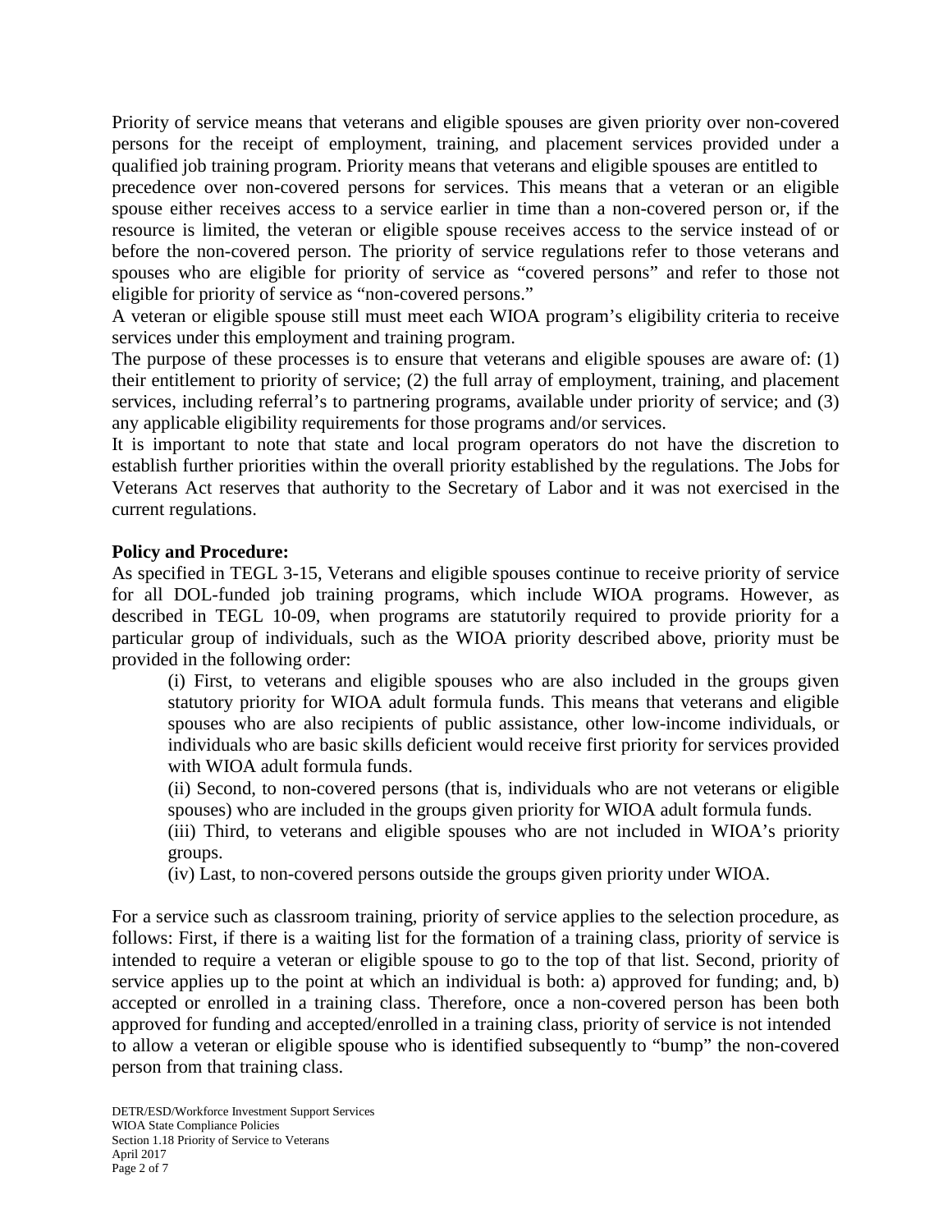Priority of service means that veterans and eligible spouses are given priority over non-covered persons for the receipt of employment, training, and placement services provided under a qualified job training program. Priority means that veterans and eligible spouses are entitled to precedence over non-covered persons for services. This means that a veteran or an eligible spouse either receives access to a service earlier in time than a non-covered person or, if the resource is limited, the veteran or eligible spouse receives access to the service instead of or before the non-covered person. The priority of service regulations refer to those veterans and spouses who are eligible for priority of service as "covered persons" and refer to those not eligible for priority of service as "non-covered persons."

A veteran or eligible spouse still must meet each WIOA program's eligibility criteria to receive services under this employment and training program.

The purpose of these processes is to ensure that veterans and eligible spouses are aware of: (1) their entitlement to priority of service; (2) the full array of employment, training, and placement services, including referral's to partnering programs, available under priority of service; and (3) any applicable eligibility requirements for those programs and/or services.

It is important to note that state and local program operators do not have the discretion to establish further priorities within the overall priority established by the regulations. The Jobs for Veterans Act reserves that authority to the Secretary of Labor and it was not exercised in the current regulations.

**Policy and Procedure:**

As specified in TEGL 3-15, Veterans and eligible spouses continue to receive priority of service for all DOL-funded job training programs, which include WIOA programs. However, as described in TEGL 10-09, when programs are statutorily required to provide priority for a particular group of individuals, such as the WIOA priority described above, priority must be provided in the following order:

(i) First, to veterans and eligible spouses who are also included in the groups given statutory priority for WIOA adult formula funds. This means that veterans and eligible spouses who are also recipients of public assistance, other low-income individuals, or individuals who are basic skills deficient would receive first priority for services provided with WIOA adult formula funds.

(ii) Second, to non-covered persons (that is, individuals who are not veterans or eligible spouses) who are included in the groups given priority for WIOA adult formula funds.

(iii) Third, to veterans and eligible spouses who are not included in WIOA's priority groups.

(iv) Last, to non-covered persons outside the groups given priority under WIOA.

For a service such as classroom training, priority of service applies to the selection procedure, as follows: First, if there is a waiting list for the formation of a training class, priority of service is intended to require a veteran or eligible spouse to go to the top of that list. Second, priority of service applies up to the point at which an individual is both: a) approved for funding; and, b) accepted or enrolled in a training class. Therefore, once a non-covered person has been both approved for funding and accepted/enrolled in a training class, priority of service is not intended to allow a veteran or eligible spouse who is identified subsequently to "bump" the non-covered person from that training class.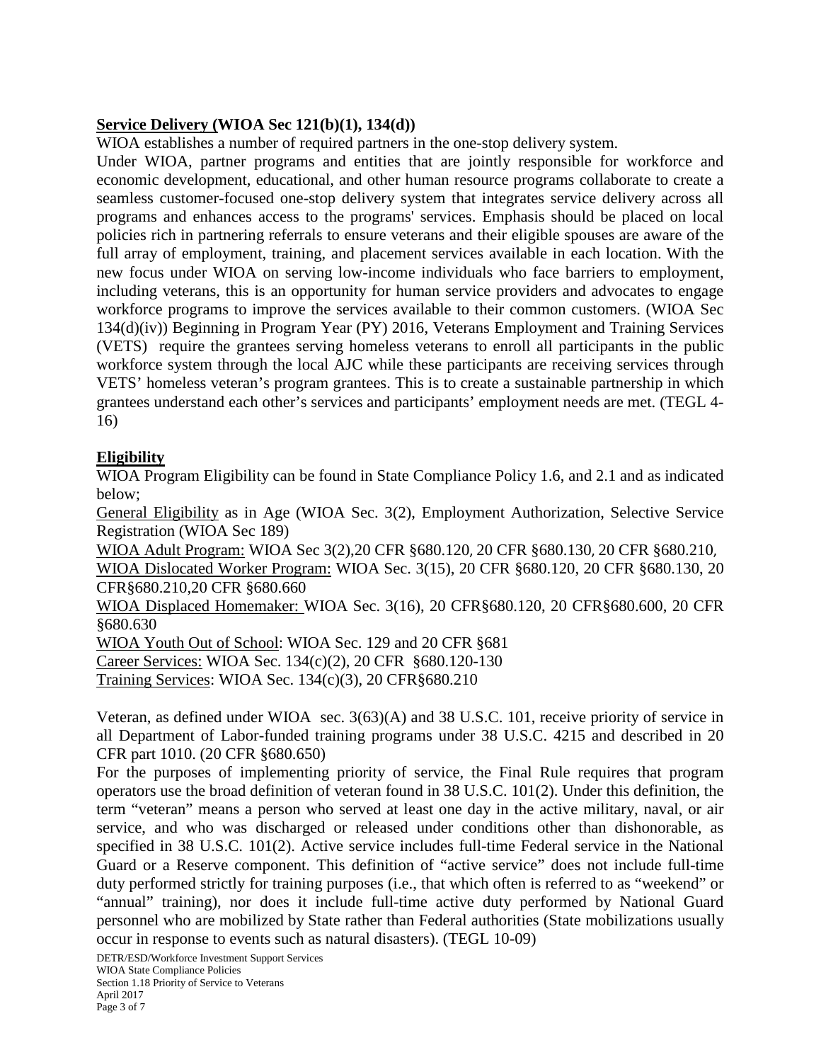**Service Delivery (WIOA Sec 121(b)(1), 134(d))**

WIOA establishes a number of required partners in the one-stop delivery system.

Under WIOA, partner programs and entities that are jointly responsible for workforce and economic development, educational, and other human resource programs collaborate to create a seamless customer-focused one-stop delivery system that integrates service delivery across all programs and enhances access to the programs' services. Emphasis should be placed on local policies rich in partnering referrals to ensure veterans and their eligible spouses are aware of the full array of employment, training, and placement services available in each location. With the new focus under WIOA on serving low-income individuals who face barriers to employment, including veterans, this is an opportunity for human service providers and advocates to engage workforce programs to improve the services available to their common customers. (WIOA Sec 134(d)(iv)) Beginning in Program Year (PY) 2016, Veterans Employment and Training Services (VETS) require the grantees serving homeless veterans to enroll all participants in the public workforce system through the local AJC while these participants are receiving services through VETS' homeless veteran's program grantees. This is to create a sustainable partnership in which grantees understand each other's services and participants' employment needs are met. (TEGL 4-16)

**Eligibility**

WIOA Program Eligibility can be found in State Compliance Policy 1.6, and 2.1 and as indicated below;

General Eligibility as in Age (WIOA Sec. 3(2), Employment Authorization, Selective Service Registration (WIOA Sec 189)

WIOA Adult Program: WIOA Sec 3(2),20 CFR §680.120, 20 CFR §680.130, 20 CFR §680.210,

WIOA Dislocated Worker Program: WIOA Sec. 3(15), 20 CFR §680.120, 20 CFR §680.130, 20 CFR§680.210,20 CFR §680.660

WIOA Displaced Homemaker: WIOA Sec. 3(16), 20 CFR§680.120, 20 CFR§680.600, 20 CFR §680.630

WIOA Youth Out of School: WIOA Sec. 129 and 20 CFR §681

Career Services: WIOA Sec. 134(c)(2), 20 CFR §680.120-130

Training Services: WIOA Sec. 134(c)(3), 20 CFR§680.210

Veteran, as defined under WIOA sec. 3(63)(A) and 38 U.S.C. 101, receive priority of service in all Department of Labor-funded training programs under 38 U.S.C. 4215 and described in 20 CFR part 1010. (20 CFR §680.650)

For the purposes of implementing priority of service, the Final Rule requires that program operators use the broad definition of veteran found in 38 U.S.C. 101(2). Under this definition, the term "veteran" means a person who served at least one day in the active military, naval, or air service, and who was discharged or released under conditions other than dishonorable, as specified in 38 U.S.C. 101(2). Active service includes full-time Federal service in the National Guard or a Reserve component. This definition of "active service" does not include full-time duty performed strictly for training purposes (i.e., that which often is referred to as "weekend" or "annual" training), nor does it include full-time active duty performed by National Guard personnel who are mobilized by State rather than Federal authorities (State mobilizations usually occur in response to events such as natural disasters). (TEGL 10-09)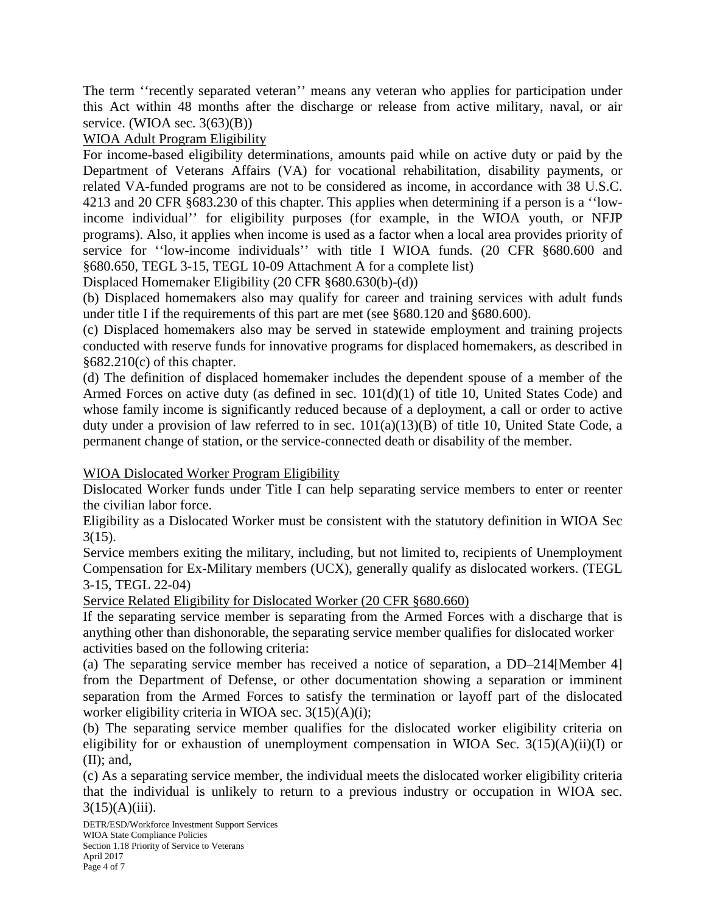The term ''recently separated veteran'' means any veteran who applies for participation under this Act within 48 months after the discharge or release from active military, naval, or air service. (WIOA sec. 3(63)(B))

WIOA Adult Program Eligibility

For income-based eligibility determinations, amounts paid while on active duty or paid by the Department of Veterans Affairs (VA) for vocational rehabilitation, disability payments, or related VA-funded programs are not to be considered as income, in accordance with 38 U.S.C. 4213 and 20 CFR §683.230 of this chapter. This applies when determining if a person is a ''low-income individual'' for eligibility purposes (for example, in the WIOA youth, or NFJP programs). Also, it applies when income is used as a factor when a local area provides priority of service for ''low-income individuals'' with title I WIOA funds. (20 CFR §680.600 and §680.650, TEGL 3-15, TEGL 10-09 Attachment A for a complete list)

Displaced Homemaker Eligibility (20 CFR §680.630(b)-(d))

(b) Displaced homemakers also may qualify for career and training services with adult funds under title I if the requirements of this part are met (see §680.120 and §680.600).

(c) Displaced homemakers also may be served in statewide employment and training projects conducted with reserve funds for innovative programs for displaced homemakers, as described in §682.210(c) of this chapter.

(d) The definition of displaced homemaker includes the dependent spouse of a member of the Armed Forces on active duty (as defined in sec. 101(d)(1) of title 10, United States Code) and whose family income is significantly reduced because of a deployment, a call or order to active duty under a provision of law referred to in sec. 101(a)(13)(B) of title 10, United State Code, a permanent change of station, or the service-connected death or disability of the member.

WIOA Dislocated Worker Program Eligibility

Dislocated Worker funds under Title I can help separating service members to enter or reenter the civilian labor force.

Eligibility as a Dislocated Worker must be consistent with the statutory definition in WIOA Sec 3(15).

Service members exiting the military, including, but not limited to, recipients of Unemployment Compensation for Ex-Military members (UCX), generally qualify as dislocated workers. (TEGL 3-15, TEGL 22-04)

Service Related Eligibility for Dislocated Worker (20 CFR §680.660)

If the separating service member is separating from the Armed Forces with a discharge that is anything other than dishonorable, the separating service member qualifies for dislocated worker activities based on the following criteria:

(a) The separating service member has received a notice of separation, a DD–214[Member 4] from the Department of Defense, or other documentation showing a separation or imminent separation from the Armed Forces to satisfy the termination or layoff part of the dislocated worker eligibility criteria in WIOA sec. 3(15)(A)(i);

(b) The separating service member qualifies for the dislocated worker eligibility criteria on eligibility for or exhaustion of unemployment compensation in WIOA Sec. 3(15)(A)(ii)(I) or (II); and,

(c) As a separating service member, the individual meets the dislocated worker eligibility criteria that the individual is unlikely to return to a previous industry or occupation in WIOA sec. 3(15)(A)(iii).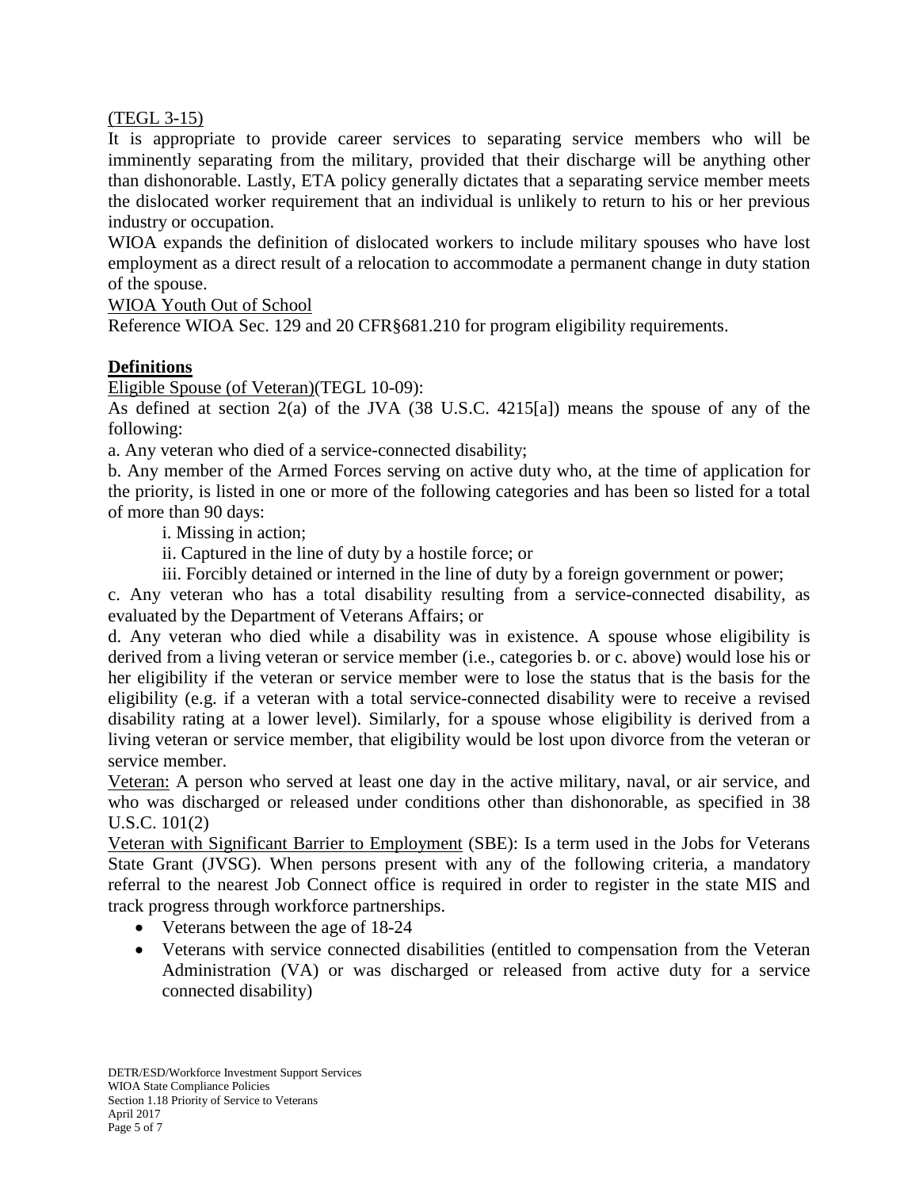(TEGL 3-15)

It is appropriate to provide career services to separating service members who will be imminently separating from the military, provided that their discharge will be anything other than dishonorable. Lastly, ETA policy generally dictates that a separating service member meets the dislocated worker requirement that an individual is unlikely to return to his or her previous industry or occupation.

WIOA expands the definition of dislocated workers to include military spouses who have lost employment as a direct result of a relocation to accommodate a permanent change in duty station of the spouse.

WIOA Youth Out of School

Reference WIOA Sec. 129 and 20 CFR§681.210 for program eligibility requirements.

**Definitions**

Eligible Spouse (of Veteran)(TEGL 10-09):

As defined at section 2(a) of the JVA (38 U.S.C. 4215[a]) means the spouse of any of the following:

a. Any veteran who died of a service-connected disability;

b. Any member of the Armed Forces serving on active duty who, at the time of application for the priority, is listed in one or more of the following categories and has been so listed for a total of more than 90 days:

i. Missing in action;

ii. Captured in the line of duty by a hostile force; or

iii. Forcibly detained or interned in the line of duty by a foreign government or power;

c. Any veteran who has a total disability resulting from a service-connected disability, as evaluated by the Department of Veterans Affairs; or

d. Any veteran who died while a disability was in existence. A spouse whose eligibility is derived from a living veteran or service member (i.e., categories b. or c. above) would lose his or her eligibility if the veteran or service member were to lose the status that is the basis for the eligibility (e.g. if a veteran with a total service-connected disability were to receive a revised disability rating at a lower level). Similarly, for a spouse whose eligibility is derived from a living veteran or service member, that eligibility would be lost upon divorce from the veteran or service member.

Veteran: A person who served at least one day in the active military, naval, or air service, and who was discharged or released under conditions other than dishonorable, as specified in 38 U.S.C. 101(2)

Veteran with Significant Barrier to Employment (SBE): Is a term used in the Jobs for Veterans State Grant (JVSG). When persons present with any of the following criteria, a mandatory referral to the nearest Job Connect office is required in order to register in the state MIS and track progress through workforce partnerships.

- Veterans between the age of 18-24
- Veterans with service connected disabilities (entitled to compensation from the Veteran Administration (VA) or was discharged or released from active duty for a service connected disability)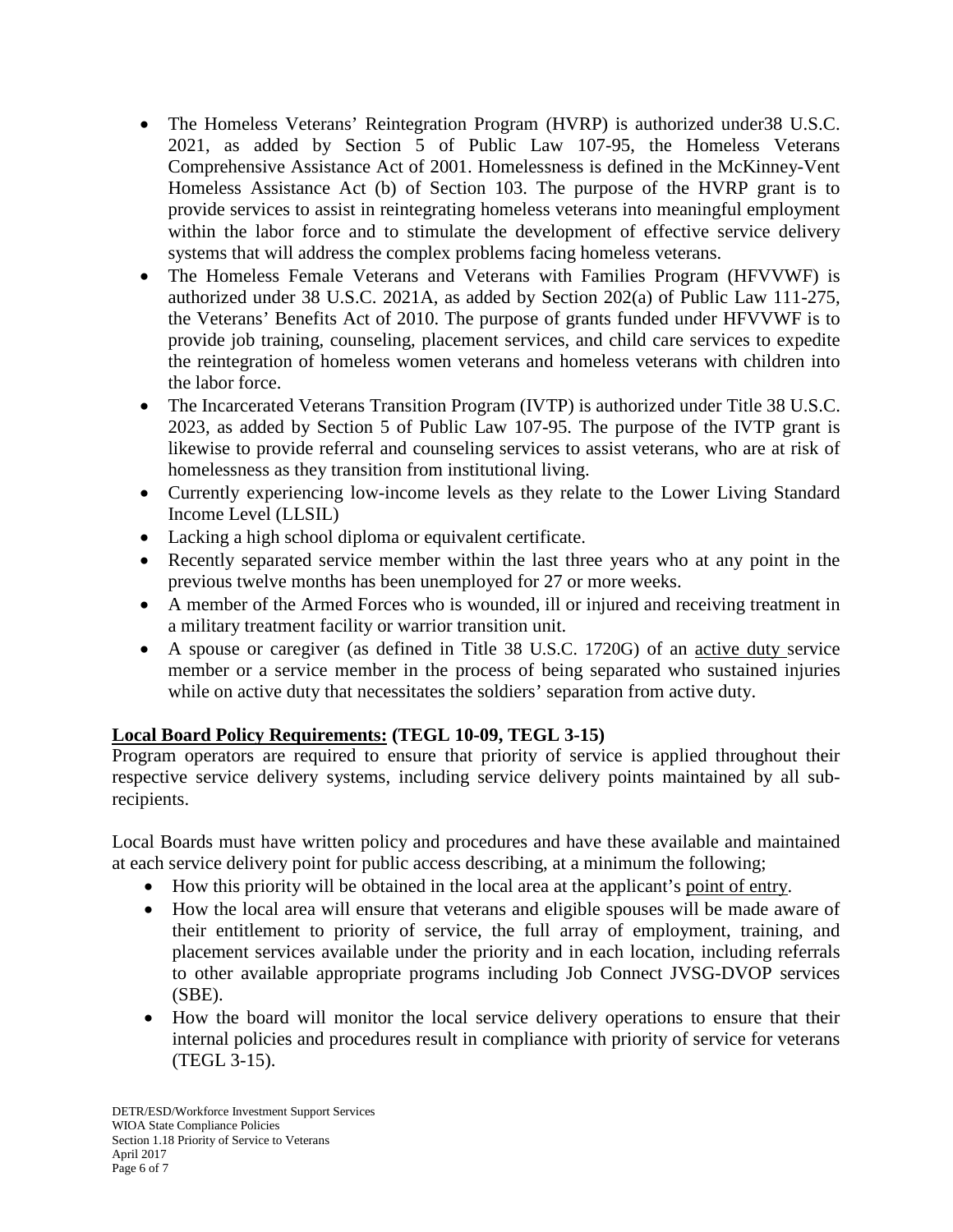- The Homeless Veterans' Reintegration Program (HVRP) is authorized under38 U.S.C. 2021, as added by Section 5 of Public Law 107-95, the Homeless Veterans Comprehensive Assistance Act of 2001. Homelessness is defined in the McKinney-Vent Homeless Assistance Act (b) of Section 103. The purpose of the HVRP grant is to provide services to assist in reintegrating homeless veterans into meaningful employment within the labor force and to stimulate the development of effective service delivery systems that will address the complex problems facing homeless veterans.
- The Homeless Female Veterans and Veterans with Families Program (HFVVWF) is authorized under 38 U.S.C. 2021A, as added by Section 202(a) of Public Law 111-275, the Veterans' Benefits Act of 2010. The purpose of grants funded under HFVVWF is to provide job training, counseling, placement services, and child care services to expedite the reintegration of homeless women veterans and homeless veterans with children into the labor force.
- The Incarcerated Veterans Transition Program (IVTP) is authorized under Title 38 U.S.C. 2023, as added by Section 5 of Public Law 107-95. The purpose of the IVTP grant is likewise to provide referral and counseling services to assist veterans, who are at risk of homelessness as they transition from institutional living.
- Currently experiencing low-income levels as they relate to the Lower Living Standard Income Level (LLSIL)
- Lacking a high school diploma or equivalent certificate.
- Recently separated service member within the last three years who at any point in the previous twelve months has been unemployed for 27 or more weeks.
- A member of the Armed Forces who is wounded, ill or injured and receiving treatment in a military treatment facility or warrior transition unit.
- A spouse or caregiver (as defined in Title 38 U.S.C. 1720G) of an active duty service member or a service member in the process of being separated who sustained injuries while on active duty that necessitates the soldiers' separation from active duty.

**Local Board Policy Requirements: (TEGL 10-09, TEGL 3-15)**
Program operators are required to ensure that priority of service is applied throughout their respective service delivery systems, including service delivery points maintained by all sub-recipients.

Local Boards must have written policy and procedures and have these available and maintained at each service delivery point for public access describing, at a minimum the following;

- How this priority will be obtained in the local area at the applicant's point of entry.
- How the local area will ensure that veterans and eligible spouses will be made aware of their entitlement to priority of service, the full array of employment, training, and placement services available under the priority and in each location, including referrals to other available appropriate programs including Job Connect JVSG-DVOP services (SBE).
- How the board will monitor the local service delivery operations to ensure that their internal policies and procedures result in compliance with priority of service for veterans (TEGL 3-15).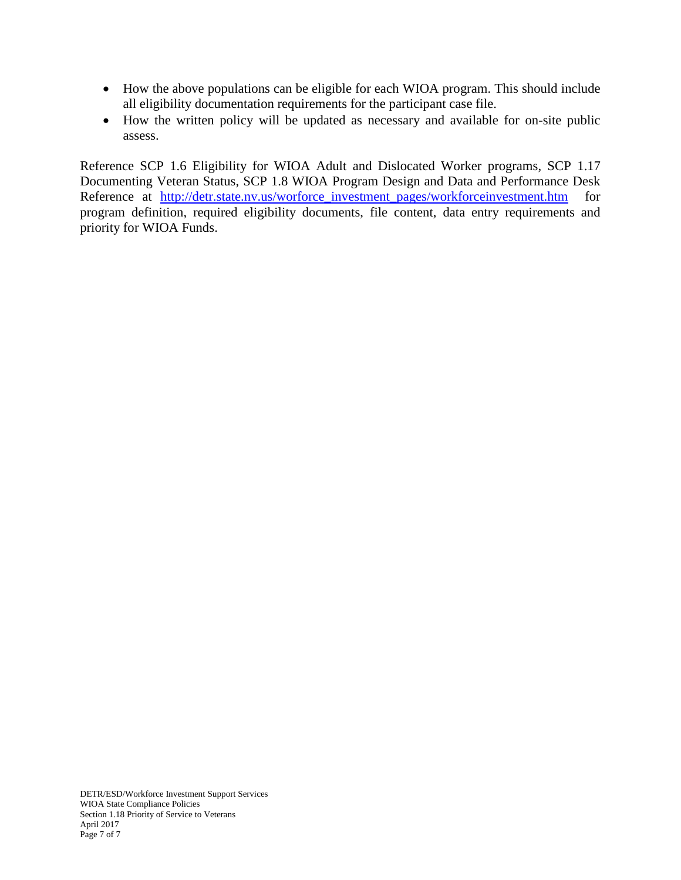- How the above populations can be eligible for each WIOA program. This should include all eligibility documentation requirements for the participant case file.
- How the written policy will be updated as necessary and available for on-site public assess.

Reference SCP 1.6 Eligibility for WIOA Adult and Dislocated Worker programs, SCP 1.17 Documenting Veteran Status, SCP 1.8 WIOA Program Design and Data and Performance Desk Reference at http://detr.state.nv.us/worforce_investment_pages/workforceinvestment.htm for program definition, required eligibility documents, file content, data entry requirements and priority for WIOA Funds.